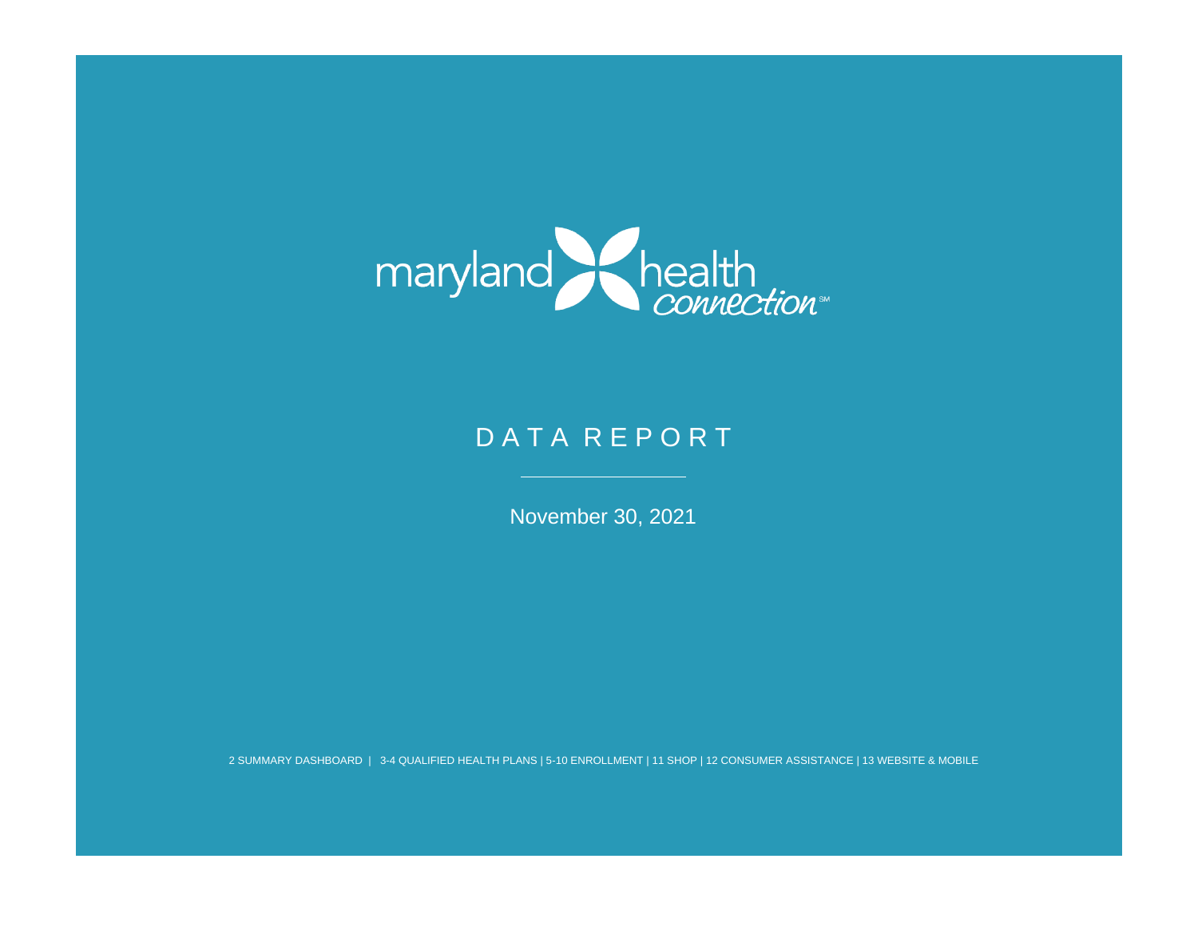maryland health connection[SM]

# DATA REPORT

November 30, 2021

2 SUMMARY DASHBOARD | 3-4 QUALIFIED HEALTH PLANS | 5-10 ENROLLMENT | 11 SHOP | 12 CONSUMER ASSISTANCE | 13 WEBSITE & MOBILE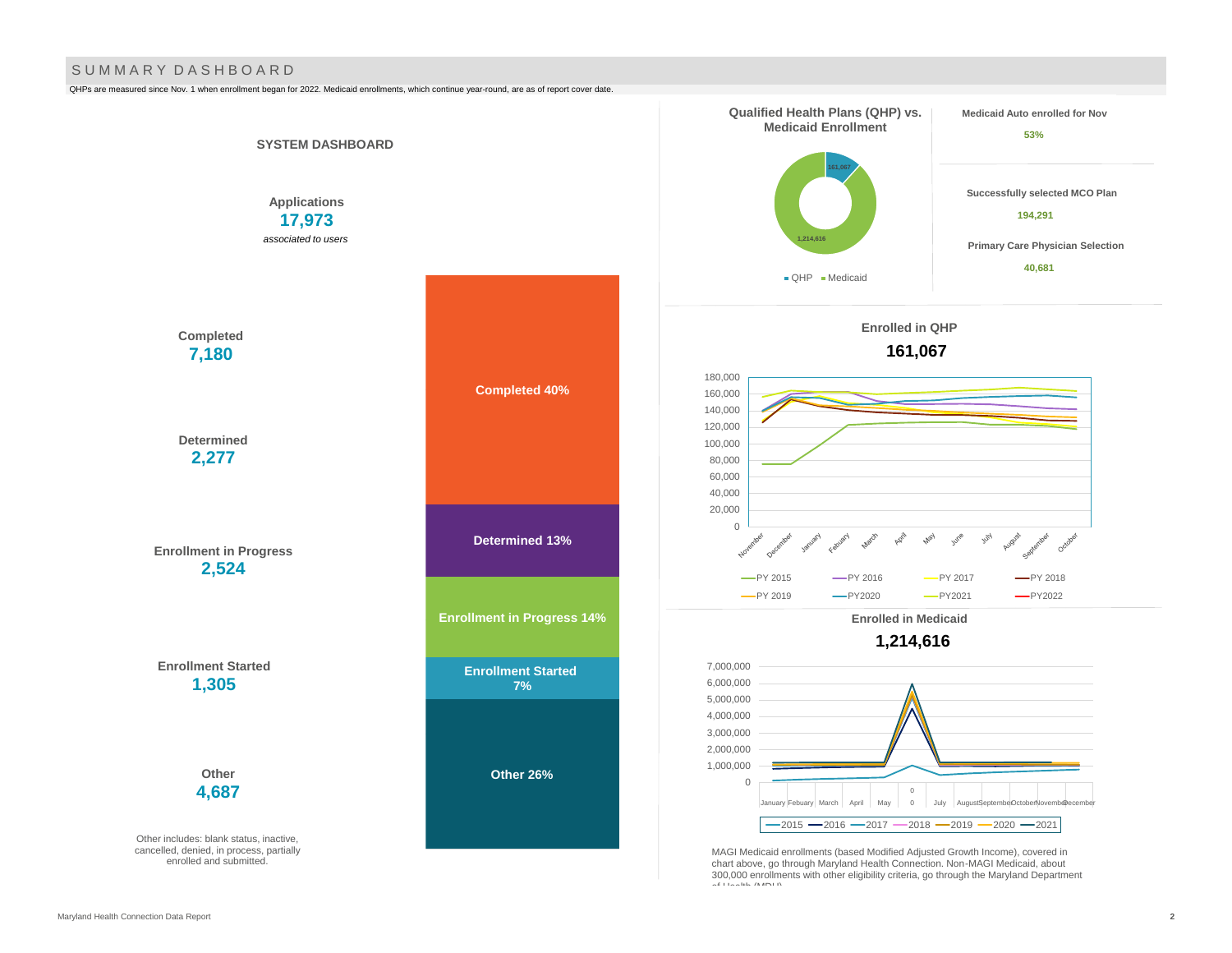# SUMMARY DASHBOARD

QHPs are measured since Nov. 1 when enrollment began for 2022. Medicaid enrollments, which continue year-round, are as of report cover date.

## SYSTEM DASHBOARD

**Applications**
**17,973**
*associated to users*

**Completed**
**7,180**

**Determined**
**2,277**

**Enrollment in Progress**
**2,524**

**Enrollment Started**
**1,305**

**Other**
**4,687**

Other includes: blank status, inactive, cancelled, denied, in process, partially enrolled and submitted.

Completed 40%
Determined 13%
Enrollment in Progress 14%
Enrollment Started 7%
Other 26%

## Qualified Health Plans (QHP) vs. Medicaid Enrollment

QHP: 161,067
Medicaid: 1,214,616

**Medicaid Auto enrolled for Nov**
**53%**

**Successfully selected MCO Plan**
**194,291**

**Primary Care Physician Selection**
**40,681**

## Enrolled in QHP

**161,067**

Legend: PY 2015, PY 2016, PY 2017, PY 2018, PY 2019, PY2020, PY2021, PY2022

Months: November, December, January, Febuary, March, April, May, June, July, August, September, October

## Enrolled in Medicaid

**1,214,616**

Legend: 2015, 2016, 2017, 2018, 2019, 2020, 2021

Months: January, Febuary, March, April, May, 0, July, August, September, October, November, December

MAGI Medicaid enrollments (based Modified Adjusted Growth Income), covered in chart above, go through Maryland Health Connection. Non-MAGI Medicaid, about 300,000 enrollments with other eligibility criteria, go through the Maryland Department of Health (MDH).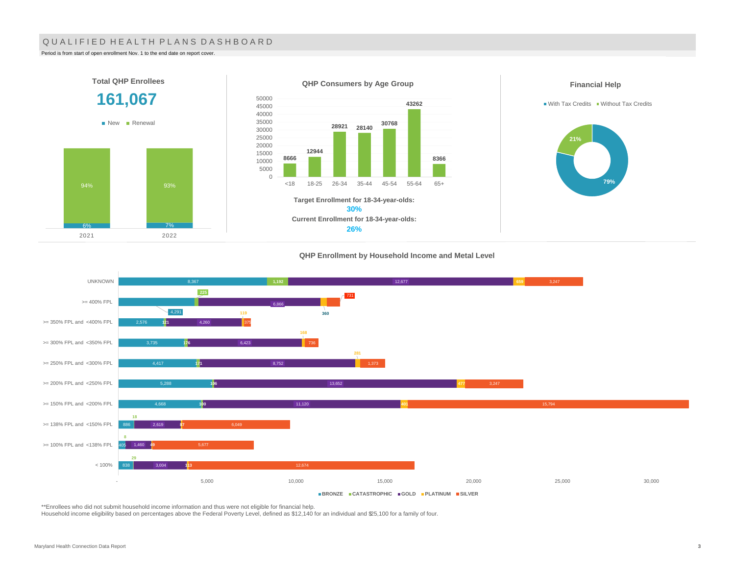# QUALIFIED HEALTH PLANS DASHBOARD

Period is from start of open enrollment Nov. 1 to the end date on report cover.

## Total QHP Enrollees

**161,067**

| Year | New | Renewal |
|---|---|---|
| 2021 | 6% | 94% |
| 2022 | 7% | 93% |

## QHP Consumers by Age Group

| Age Group | Consumers |
|---|---|
| <18 | 8666 |
| 18-25 | 12944 |
| 26-34 | 28921 |
| 35-44 | 28140 |
| 45-54 | 30768 |
| 55-64 | 43262 |
| 65+ | 8366 |

**Target Enrollment for 18-34-year-olds:**
**30%**

**Current Enrollment for 18-34-year-olds:**
**26%**

## Financial Help

| With Tax Credits | Without Tax Credits |
|---|---|
| 79% | 21% |

## QHP Enrollment by Household Income and Metal Level

| Household Income | BRONZE | CATASTROPHIC | GOLD | PLATINUM | SILVER |
|---|---|---|---|---|---|
| UNKNOWN | 8,367 | 1,192 | 12,677 | 659 | 3,247 |
| >= 400% FPL | 4,291 | 225 | 6,866 | 360 | 731 |
| >= 350% FPL and <400% FPL | 2,576 | 121 | 4,260 | 119 | 375 |
| >= 300% FPL and <350% FPL | 3,735 | 176 | 6,423 | 168 | 736 |
| >= 250% FPL and <300% FPL | 4,417 | 171 | 8,752 | 281 | 1,373 |
| >= 200% FPL and <250% FPL | 5,288 | 106 | 13,652 | 477 | 3,247 |
| >= 150% FPL and <200% FPL | 4,668 | 100 | 11,120 | 401 | 15,794 |
| >= 138% FPL and <150% FPL | 886 | 18 | 2,619 | 87 | 6,049 |
| >= 100% FPL and <138% FPL | 405 | 8 | 1,460 | 49 | 5,677 |
| < 100% | 838 | 29 | 3,004 | 113 | 12,674 |

**Enrollees who did not submit household income information and thus were not eligible for financial help.
Household income eligibility based on percentages above the Federal Poverty Level, defined as $12,140 for an individual and $25,100 for a family of four.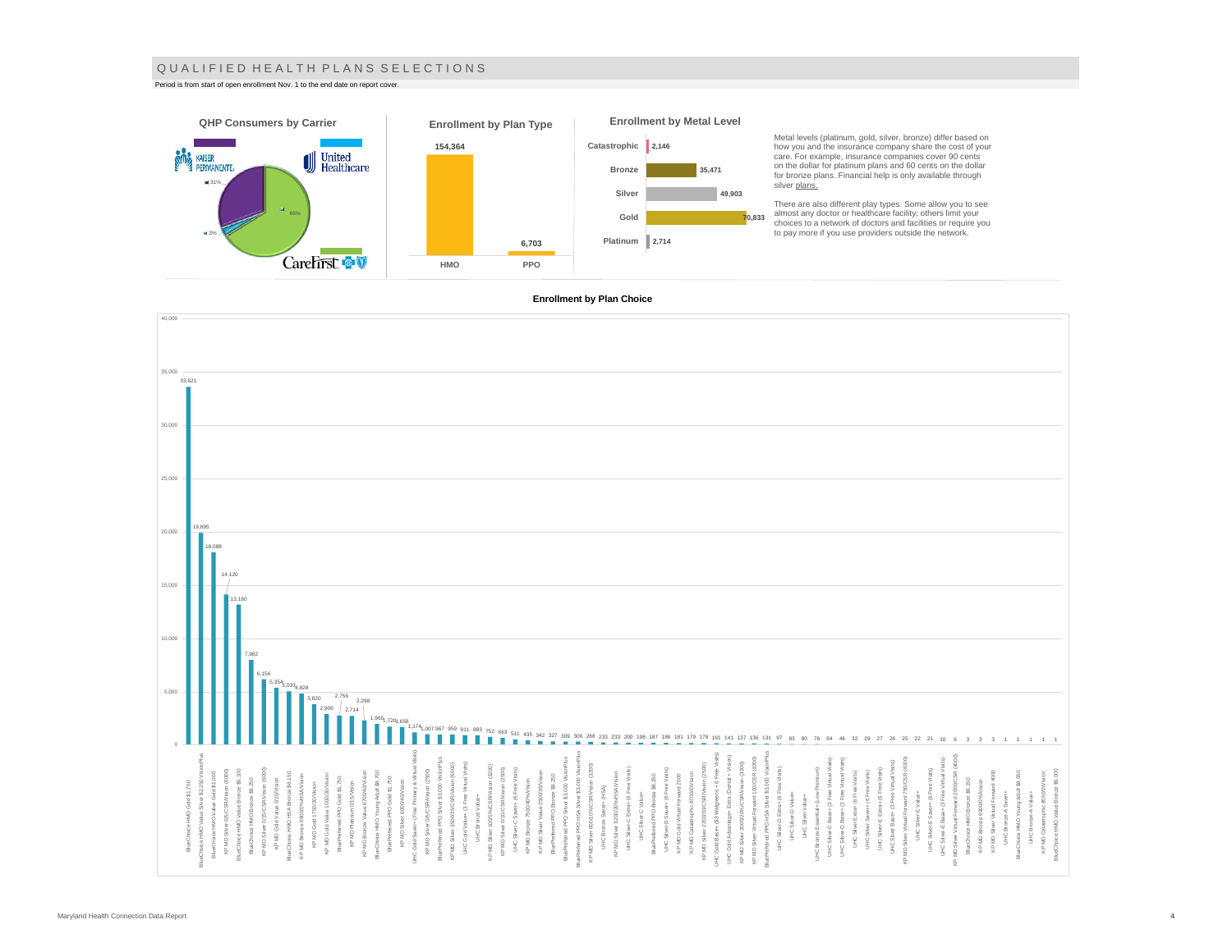# QUALIFIED HEALTH PLANS SELECTIONS

Period is from start of open enrollment Nov. 1 to the end date on report cover.

**QHP Consumers by Carrier**

| Carrier | Share |
|---|---|
| Kaiser Permanente | 31% |
| United Healthcare | 3% |
| CareFirst | 66% |

**Enrollment by Plan Type**

| Plan Type | Enrollment |
|---|---|
| HMO | 154,364 |
| PPO | 6,703 |

**Enrollment by Metal Level**

| Metal Level | Enrollment |
|---|---|
| Catastrophic | 2,146 |
| Bronze | 35,471 |
| Silver | 49,903 |
| Gold | 70,833 |
| Platinum | 2,714 |

Metal levels (platinum, gold, silver, bronze) differ based on how you and the insurance company share the cost of your care. For example, insurance companies cover 90 cents on the dollar for platinum plans and 60 cents on the dollar for bronze plans. Financial help is only available through silver plans.

There are also different play types. Some allow you to see almost any doctor or healthcare facility; others limit your choices to a network of doctors and facilities or require you to pay more if you use providers outside the network.

**Enrollment by Plan Choice**

| Plan | Enrollment |
|---|---|
| BlueChoice HMO Gold $1,750 | 33,621 |
| BlueChoice HMO Value Silver $2,250 VisionPlus | 19,895 |
| BlueChoice HMO Value Gold $1,000 | 18,088 |
| KP MD Silver 0/0/CSR/Vision (6000) | 14,120 |
| BlueChoice HMO Value Bronze $6,100 | 13,180 |
| BlueChoice HMO Bronze $8,250 | 7,982 |
| KP MD Silver 0/75/CSR/Vision (6000) | 6,156 |
| KP MD Gold Value 0/20/Vision | 5,354 |
| BlueChoice HMO HSA Bronze $6,150 | 5,033 |
| KP MD Bronze 6900/0%/HSA/Vision | 4,828 |
| KP MD Gold 1750/20/Vision | 3,820 |
| KP MD Gold Value 1000/20/Vision | 2,906 |
| BluePreferred PPO Gold $1,750 | 2,756 |
| KP MD Platinum 0/15/Vision | 2,714 |
| KP MD Bronze Value 6700/40/Vision | 2,298 |
| BlueChoice HMO Young Adult $8,700 | 1,965 |
| BluePreferred PPO Gold $1,750 | 1,720 |
| KP MD Silver 6000/40/Vision | 1,658 |
| UHC Gold Saver+ (Free Primary & Virtual Visits) | 1,174 |
| KP MD Silver 0/0/CSR/Vision (2300) | 1,007 |
| BluePreferred PPO Silver $3,000 VisionPlus | 967 |
| KP MD Silver 3500/35/CSR/Vision (6000) | 959 |
| UHC Gold Value+ (3 Free Virtual Visits) | 911 |
| UHC Bronze Value+ | 883 |
| KP MD Silver 1600/5%/CSR/Vision (3200) | 752 |
| KP MD Silver 0/10/CSR/Vision (2300) | 663 |
| UHC Silver-C Saver+ (6 Free Visits) | 511 |
| KP MD Bronze 7500/40%/Vision | 435 |
| KP MD Silver Value 2500/25/Vision | 342 |
| BluePreferred PPO Bronze $8,250 | 327 |
| BluePreferred PPO Silver $3,000 VisionPlus | 309 |
| BluePreferred PPO HSA Silver $3,000 VisionPlus | 306 |
| KP MD Silver 600/10%/CSR/Vision (3300) | 288 |
| UHC Bronze Saver+ (HSA) | 233 |
| KP MD Silver 3200/20%/HSA/Vision | 233 |
| UHC Silver-C Extra+ (6 Free Visits) | 200 |
| UHC Silver-C Value+ | 198 |
| BluePreferred PPO Bronze $8,250 | 187 |
| UHC Silver-D Saver+ (6 Free Visits) | 186 |
| KP MD Gold Virtual Forward 2000 | 181 |
| KP MD Catastrophic 8700/0/Vision | 179 |
| KP MD Silver 2300/30/CSR/Vision (2500) | 178 |
| UHC Gold Base+ ($3 Walgreens + 6 Free Visits) | 161 |
| UHC Gold Advantage+ Extra (Dental + Vision) | 141 |
| KP MD Silver 3000/20%/CSR/Vision (3300) | 137 |
| KP MD Silver Virtual Forward 100/CSR (4000) | 136 |
| BluePreferred PPO HSA Silver $3,000 VisionPlus | 131 |
| UHC Silver-D Extra+ (6 Free Visits) | 97 |
| UHC Silver-D Value+ | 83 |
| UHC Silver Value+ | 80 |
| UHC Bronze Essential+ (Low Premium) | 76 |
| UHC Silver-C Base+ (3 Free Virtual Visits) | 64 |
| UHC Silver-D Base+ (3 Free Virtual Visits) | 46 |
| UHC Silver Extra+ (6 Free Visits) | 32 |
| UHC Silver Saver+ (6 Free Visits) | 29 |
| UHC Silver-E Extra+ (6 Free Visits) | 27 |
| UHC Silver Base+ (3 Free Virtual Visits) | 26 |
| KP MD Silver Virtual Forward 750/CSR (4000) | 25 |
| UHC Silver-E Value+ | 22 |
| UHC Silver-E Saver+ (6 Free Visits) | 21 |
| UHC Silver-E Base+ (3 Free Virtual Visits) | 10 |
| KP MD Silver Virtual Forward 2000/CSR (4000) | 6 |
| BlueChoice HMO Bronze $6,150 | 3 |
| KP MD Bronze 6900/0%/Vision | 3 |
| KP MD Silver Virtual Forward 4000 | 3 |
| UHC Bronze-A Saver+ | 1 |
| BlueChoice HMO Young Adult $8,550 | 1 |
| UHC Bronze-A Value+ | 1 |
| KP MD Catastrophic 8550/0/Vision | 1 |
| BlueChoice HMO Value Bronze $6,000 | 1 |

Maryland Health Connection Data Report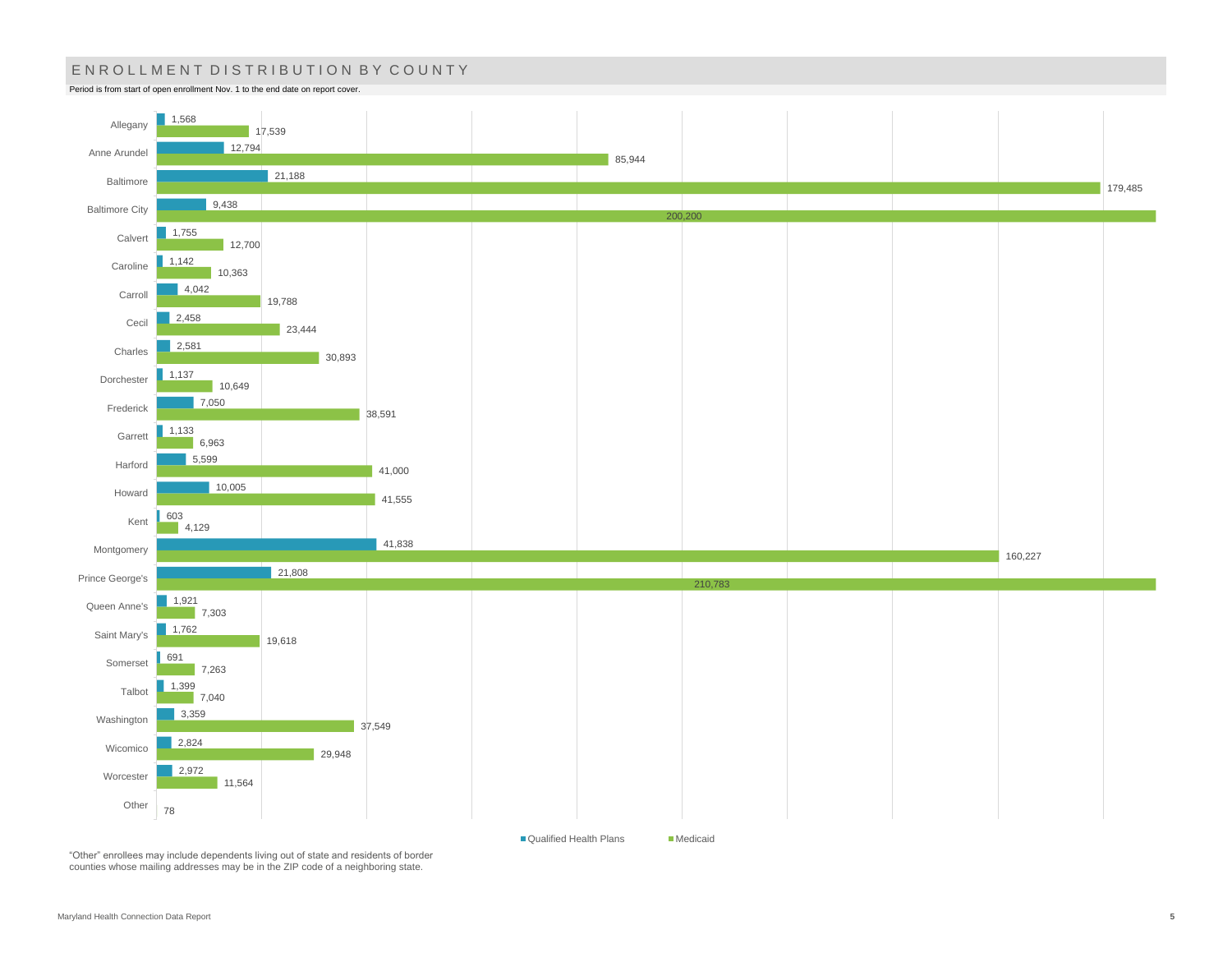## ENROLLMENT DISTRIBUTION BY COUNTY

Period is from start of open enrollment Nov. 1 to the end date on report cover.

| County | Qualified Health Plans | Medicaid |
|---|---|---|
| Allegany | 1,568 | 17,539 |
| Anne Arundel | 12,794 | 85,944 |
| Baltimore | 21,188 | 179,485 |
| Baltimore City | 9,438 | 200,200 |
| Calvert | 1,755 | 12,700 |
| Caroline | 1,142 | 10,363 |
| Carroll | 4,042 | 19,788 |
| Cecil | 2,458 | 23,444 |
| Charles | 2,581 | 30,893 |
| Dorchester | 1,137 | 10,649 |
| Frederick | 7,050 | 38,591 |
| Garrett | 1,133 | 6,963 |
| Harford | 5,599 | 41,000 |
| Howard | 10,005 | 41,555 |
| Kent | 603 | 4,129 |
| Montgomery | 41,838 | 160,227 |
| Prince George's | 21,808 | 210,783 |
| Queen Anne's | 1,921 | 7,303 |
| Saint Mary's | 1,762 | 19,618 |
| Somerset | 691 | 7,263 |
| Talbot | 1,399 | 7,040 |
| Washington | 3,359 | 37,549 |
| Wicomico | 2,824 | 29,948 |
| Worcester | 2,972 | 11,564 |
| Other | | 78 |

"Other" enrollees may include dependents living out of state and residents of border counties whose mailing addresses may be in the ZIP code of a neighboring state.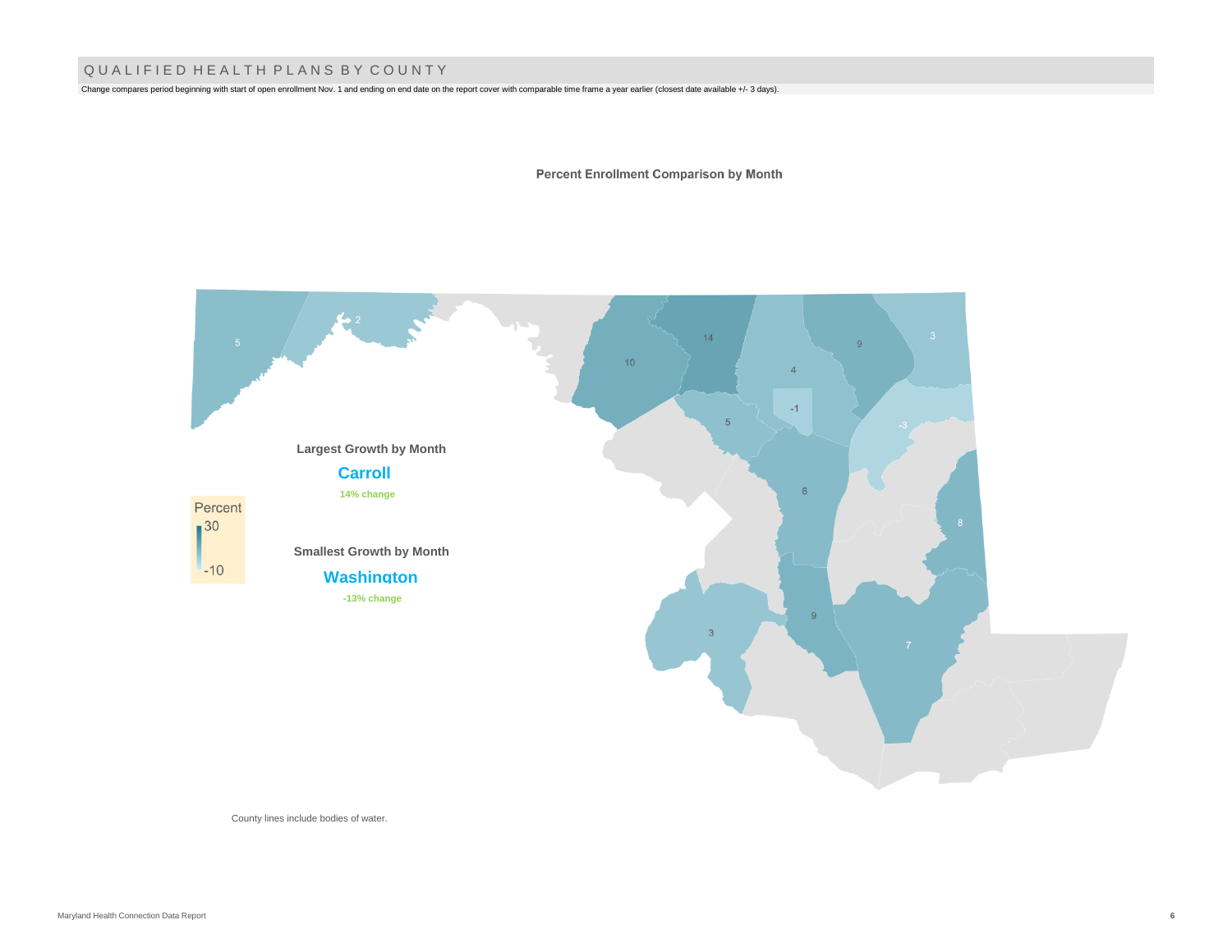## QUALIFIED HEALTH PLANS BY COUNTY

Change compares period beginning with start of open enrollment Nov. 1 and ending on end date on the report cover with comparable time frame a year earlier (closest date available +/- 3 days).

**Percent Enrollment Comparison by Month**

**Largest Growth by Month**

**Carroll**

14% change

**Smallest Growth by Month**

**Washington**

-13% change

Percent
30
-10

5 2 10 14 4 9 3 -1 5 -3 6 8 9 3 7

County lines include bodies of water.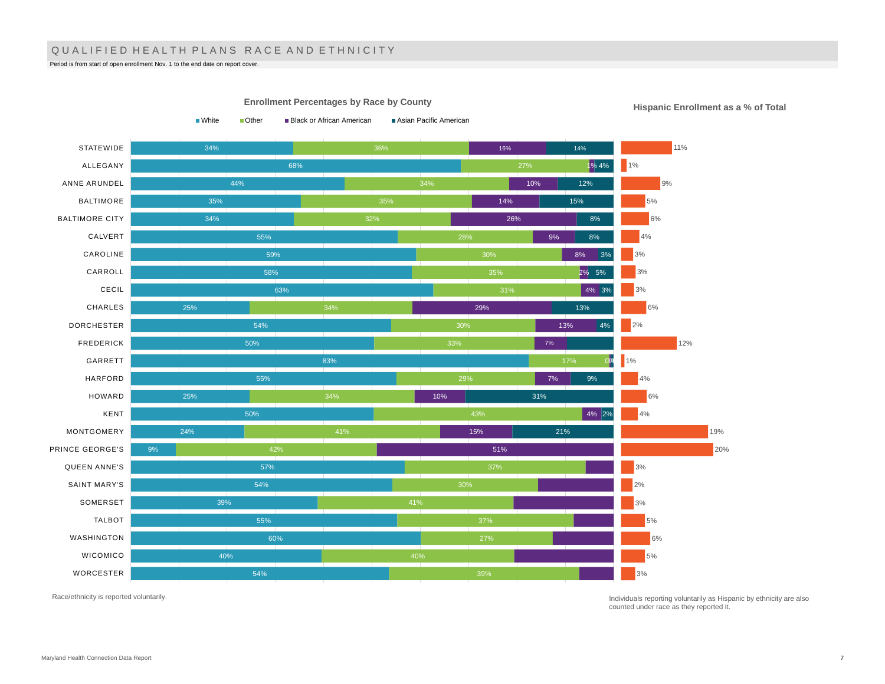## QUALIFIED HEALTH PLANS RACE AND ETHNICITY

Period is from start of open enrollment Nov. 1 to the end date on report cover.

### Enrollment Percentages by Race by County

| County | White | Other | Black or African American | Asian Pacific American |
|---|---|---|---|---|
| STATEWIDE | 34% | 36% | 16% | 14% |
| ALLEGANY | 68% | 27% | 1% | 4% |
| ANNE ARUNDEL | 44% | 34% | 10% | 12% |
| BALTIMORE | 35% | 35% | 14% | 15% |
| BALTIMORE CITY | 34% | 32% | 26% | 8% |
| CALVERT | 55% | 28% | 9% | 8% |
| CAROLINE | 59% | 30% | 8% | 3% |
| CARROLL | 58% | 35% | 2% | 5% |
| CECIL | 63% | 31% | 4% | 3% |
| CHARLES | 25% | 34% | 29% | 13% |
| DORCHESTER | 54% | 30% | 13% | 4% |
| FREDERICK | 50% | 33% | 7% | |
| GARRETT | 83% | 17% | 0% | 1% |
| HARFORD | 55% | 29% | 7% | 9% |
| HOWARD | 25% | 34% | 10% | 31% |
| KENT | 50% | 43% | 4% | 2% |
| MONTGOMERY | 24% | 41% | 15% | 21% |
| PRINCE GEORGE'S | 9% | 42% | 51% | |
| QUEEN ANNE'S | 57% | 37% | | |
| SAINT MARY'S | 54% | 30% | | |
| SOMERSET | 39% | 41% | | |
| TALBOT | 55% | 37% | | |
| WASHINGTON | 60% | 27% | | |
| WICOMICO | 40% | 40% | | |
| WORCESTER | 54% | 39% | | |

### Hispanic Enrollment as a % of Total

| County | Hispanic Enrollment |
|---|---|
| STATEWIDE | 11% |
| ALLEGANY | 1% |
| ANNE ARUNDEL | 9% |
| BALTIMORE | 5% |
| BALTIMORE CITY | 6% |
| CALVERT | 4% |
| CAROLINE | 3% |
| CARROLL | 3% |
| CECIL | 3% |
| CHARLES | 6% |
| DORCHESTER | 2% |
| FREDERICK | 12% |
| GARRETT | 1% |
| HARFORD | 4% |
| HOWARD | 6% |
| KENT | 4% |
| MONTGOMERY | 19% |
| PRINCE GEORGE'S | 20% |
| QUEEN ANNE'S | 3% |
| SAINT MARY'S | 2% |
| SOMERSET | 3% |
| TALBOT | 5% |
| WASHINGTON | 6% |
| WICOMICO | 5% |
| WORCESTER | 3% |

Race/ethnicity is reported voluntarily.

Individuals reporting voluntarily as Hispanic by ethnicity are also counted under race as they reported it.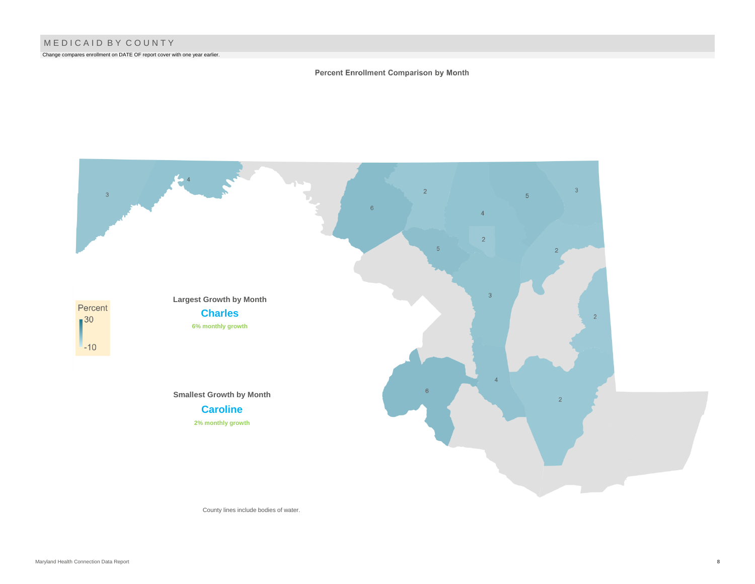# MEDICAID BY COUNTY

Change compares enrollment on DATE OF report cover with one year earlier.

**Percent Enrollment Comparison by Month**

Percent
30
-10

**Largest Growth by Month**

**Charles**

6% monthly growth

**Smallest Growth by Month**

**Caroline**

2% monthly growth

County lines include bodies of water.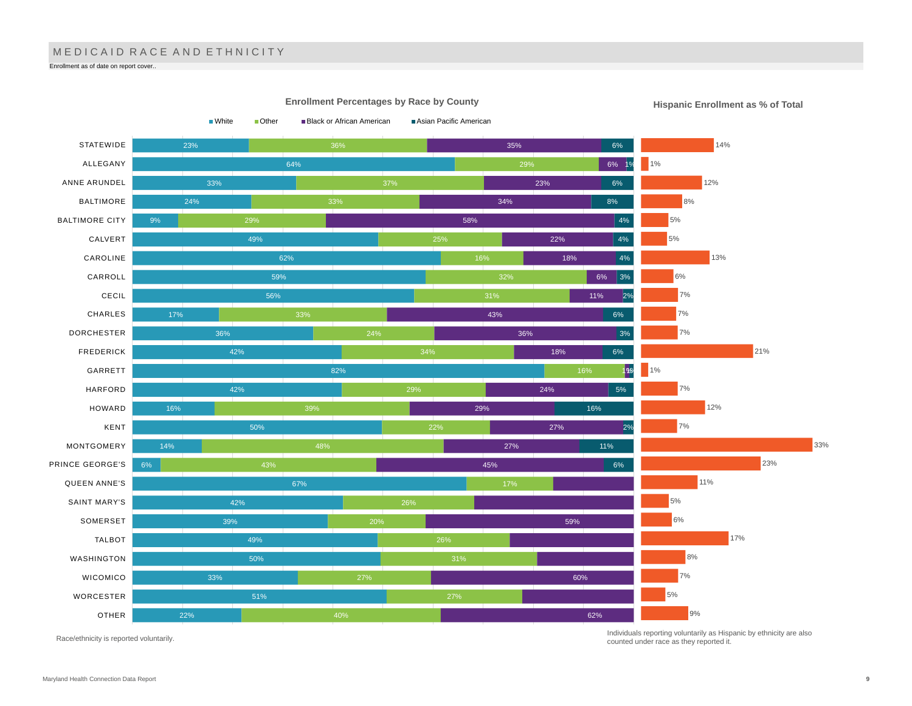# MEDICAID RACE AND ETHNICITY

Enrollment as of date on report cover..

## Enrollment Percentages by Race by County

| County | White | Other | Black or African American | Asian Pacific American | Hispanic Enrollment as % of Total |
|---|---|---|---|---|---|
| STATEWIDE | 23% | 36% | 35% | 6% | 14% |
| ALLEGANY | 64% | 29% | 6% | 1% | 1% |
| ANNE ARUNDEL | 33% | 37% | 23% | 6% | 12% |
| BALTIMORE | 24% | 33% | 34% | 8% | 8% |
| BALTIMORE CITY | 9% | 29% | 58% | 4% | 5% |
| CALVERT | 49% | 25% | 22% | 4% | 5% |
| CAROLINE | 62% | 16% | 18% | 4% | 13% |
| CARROLL | 59% | 32% | 6% | 3% | 6% |
| CECIL | 56% | 31% | 11% | 2% | 7% |
| CHARLES | 17% | 33% | 43% | 6% | 7% |
| DORCHESTER | 36% | 24% | 36% | 3% | 7% |
| FREDERICK | 42% | 34% | 18% | 6% | 21% |
| GARRETT | 82% | 16% | 1% | 1% | 1% |
| HARFORD | 42% | 29% | 24% | 5% | 7% |
| HOWARD | 16% | 39% | 29% | 16% | 12% |
| KENT | 50% | 22% | 27% | 2% | 7% |
| MONTGOMERY | 14% | 48% | 27% | 11% | 33% |
| PRINCE GEORGE'S | 6% | 43% | 45% | 6% | 23% |
| QUEEN ANNE'S | 67% | 17% | | | 11% |
| SAINT MARY'S | 42% | 26% | | | 5% |
| SOMERSET | 39% | 20% | 59% | | 6% |
| TALBOT | 49% | 26% | | | 17% |
| WASHINGTON | 50% | 31% | | | 8% |
| WICOMICO | 33% | 27% | 60% | | 7% |
| WORCESTER | 51% | 27% | | | 5% |
| OTHER | 22% | 40% | 62% | | 9% |

Race/ethnicity is reported voluntarily.

Individuals reporting voluntarily as Hispanic by ethnicity are also counted under race as they reported it.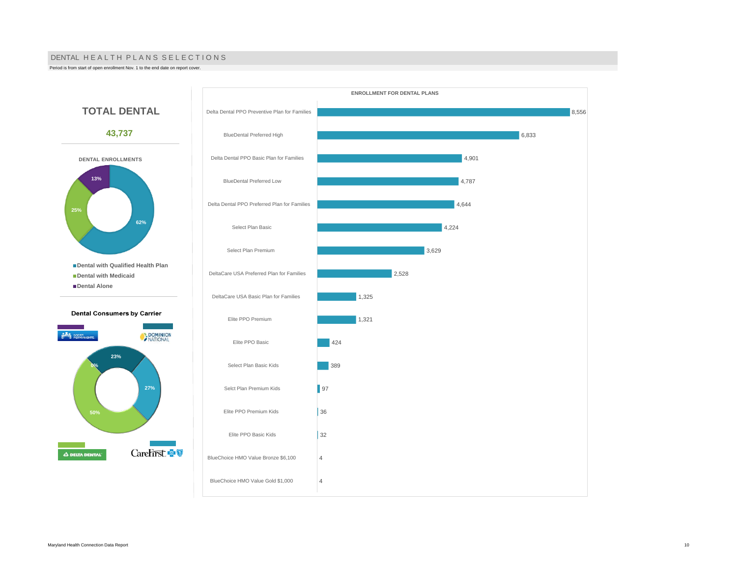## DENTAL HEALTH PLANS SELECTIONS

Period is from start of open enrollment Nov. 1 to the end date on report cover.

### TOTAL DENTAL

**43,737**

**DENTAL ENROLLMENTS**

| Category | Share |
|---|---|
| Dental with Qualified Health Plan | 62% |
| Dental with Medicaid | 25% |
| Dental Alone | 13% |

**Dental Consumers by Carrier**

| Carrier | Share |
|---|---|
| Kaiser Permanente | 0% |
| Dominion National | 23% |
| CareFirst | 27% |
| Delta Dental | 50% |

**ENROLLMENT FOR DENTAL PLANS**

| Plan | Enrollment |
|---|---|
| Delta Dental PPO Preventive Plan for Families | 8,556 |
| BlueDental Preferred High | 6,833 |
| Delta Dental PPO Basic Plan for Families | 4,901 |
| BlueDental Preferred Low | 4,787 |
| Delta Dental PPO Preferred Plan for Families | 4,644 |
| Select Plan Basic | 4,224 |
| Select Plan Premium | 3,629 |
| DeltaCare USA Preferred Plan for Families | 2,528 |
| DeltaCare USA Basic Plan for Families | 1,325 |
| Elite PPO Premium | 1,321 |
| Elite PPO Basic | 424 |
| Select Plan Basic Kids | 389 |
| Selct Plan Premium Kids | 97 |
| Elite PPO Premium Kids | 36 |
| Elite PPO Basic Kids | 32 |
| BlueChoice HMO Value Bronze $6,100 | 4 |
| BlueChoice HMO Value Gold $1,000 | 4 |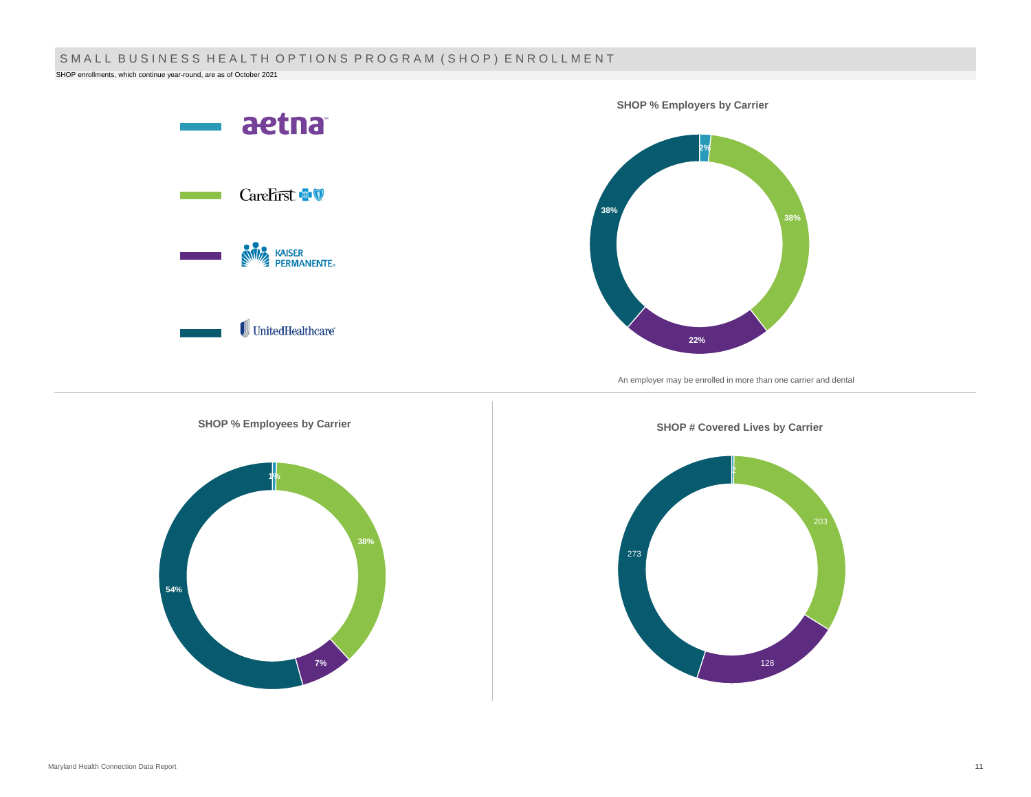# SMALL BUSINESS HEALTH OPTIONS PROGRAM (SHOP) ENROLLMENT

SHOP enrollments, which continue year-round, are as of October 2021

Legend: aetna, CareFirst, Kaiser Permanente, UnitedHealthcare

### SHOP % Employers by Carrier

| Carrier | % Employers |
|---|---|
| Aetna | 2% |
| CareFirst | 38% |
| Kaiser Permanente | 22% |
| UnitedHealthcare | 38% |

An employer may be enrolled in more than one carrier and dental

### SHOP % Employees by Carrier

| Carrier | % Employees |
|---|---|
| Aetna | 1% |
| CareFirst | 38% |
| Kaiser Permanente | 7% |
| UnitedHealthcare | 54% |

### SHOP # Covered Lives by Carrier

| Carrier | # Covered Lives |
|---|---|
| Aetna | 2 |
| CareFirst | 203 |
| Kaiser Permanente | 128 |
| UnitedHealthcare | 273 |

Maryland Health Connection Data Report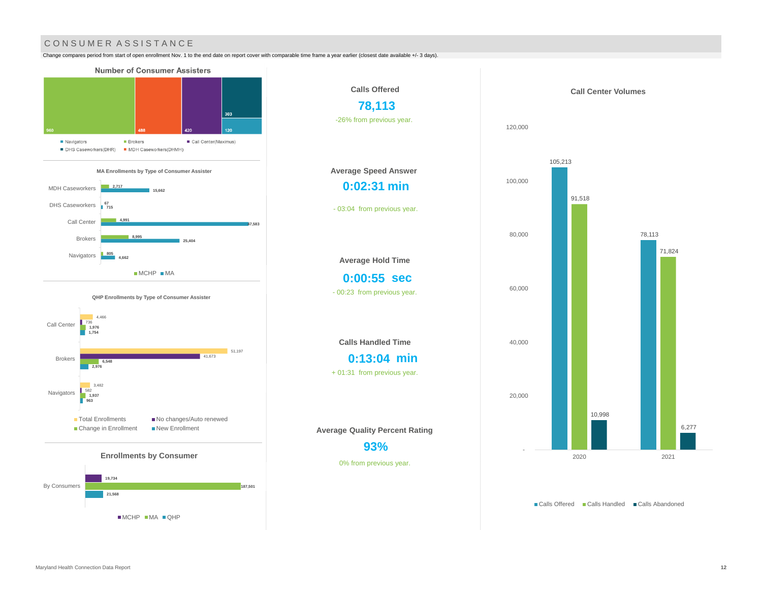## CONSUMER ASSISTANCE

Change compares period from start of open enrollment Nov. 1 to the end date on report cover with comparable time frame a year earlier (closest date available +/- 3 days).

### Number of Consumer Assisters

| Type | Number |
|---|---|
| Brokers | 960 |
| MDH Caseworkers(DHMH) | 488 |
| Call Center(Maximus) | 420 |
| DHS Caseworkers(DHR) | 303 |
| Navigators | 120 |

### MA Enrollments by Type of Consumer Assister

| Type | MCHP | MA |
|---|---|---|
| MDH Caseworkers | 2,717 | 15,662 |
| DHS Caseworkers | 67 | 715 |
| Call Center | 4,991 | 47,583 |
| Brokers | 8,995 | 25,404 |
| Navigators | 805 | 4,662 |

### QHP Enrollments by Type of Consumer Assister

| Type | Total Enrollments | No changes/Auto renewed | Change in Enrollment | New Enrollment |
|---|---|---|---|---|
| Call Center | 4,466 | 736 | 1,976 | 1,754 |
| Brokers | 51,197 | 41,673 | 6,548 | 2,976 |
| Navigators | 3,482 | 582 | 1,937 | 963 |

### Enrollments by Consumer

| | MCHP | MA | QHP |
|---|---|---|---|
| By Consumers | 19,734 | 187,501 | 21,568 |

**Calls Offered**

**78,113**

-26% from previous year.

**Average Speed Answer**

**0:02:31 min**

- 03:04 from previous year.

**Average Hold Time**

**0:00:55 sec**

- 00:23 from previous year.

**Calls Handled Time**

**0:13:04 min**

+ 01:31 from previous year.

**Average Quality Percent Rating**

**93%**

0% from previous year.

### Call Center Volumes

| Year | Calls Offered | Calls Handled | Calls Abandoned |
|---|---|---|---|
| 2020 | 105,213 | 91,518 | 10,998 |
| 2021 | 78,113 | 71,824 | 6,277 |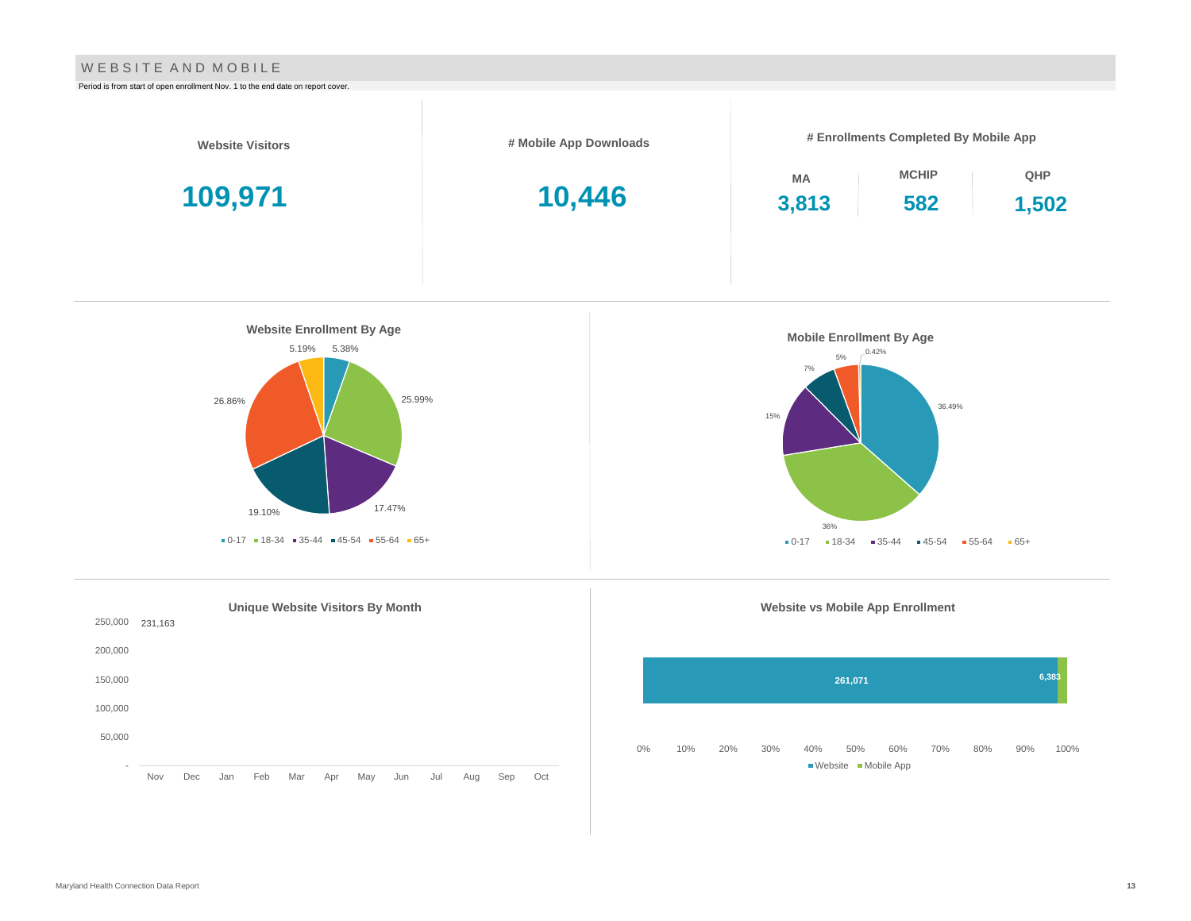## WEBSITE AND MOBILE

Period is from start of open enrollment Nov. 1 to the end date on report cover.

**Website Visitors**

**109,971**

**# Mobile App Downloads**

**10,446**

**# Enrollments Completed By Mobile App**

| MA | MCHIP | QHP |
|---|---|---|
| 3,813 | 582 | 1,502 |

**Website Enrollment By Age**

5.19%
5.38%
25.99%
17.47%
19.10%
26.86%

0-17 18-34 35-44 45-54 55-64 65+

**Mobile Enrollment By Age**

0.42%
5%
7%
15%
36.49%
36%

0-17 18-34 35-44 45-54 55-64 65+

**Unique Website Visitors By Month**

250,000
200,000
150,000
100,000
50,000
-

231,163

Nov Dec Jan Feb Mar Apr May Jun Jul Aug Sep Oct

**Website vs Mobile App Enrollment**

261,071
6,383

0% 10% 20% 30% 40% 50% 60% 70% 80% 90% 100%

Website Mobile App